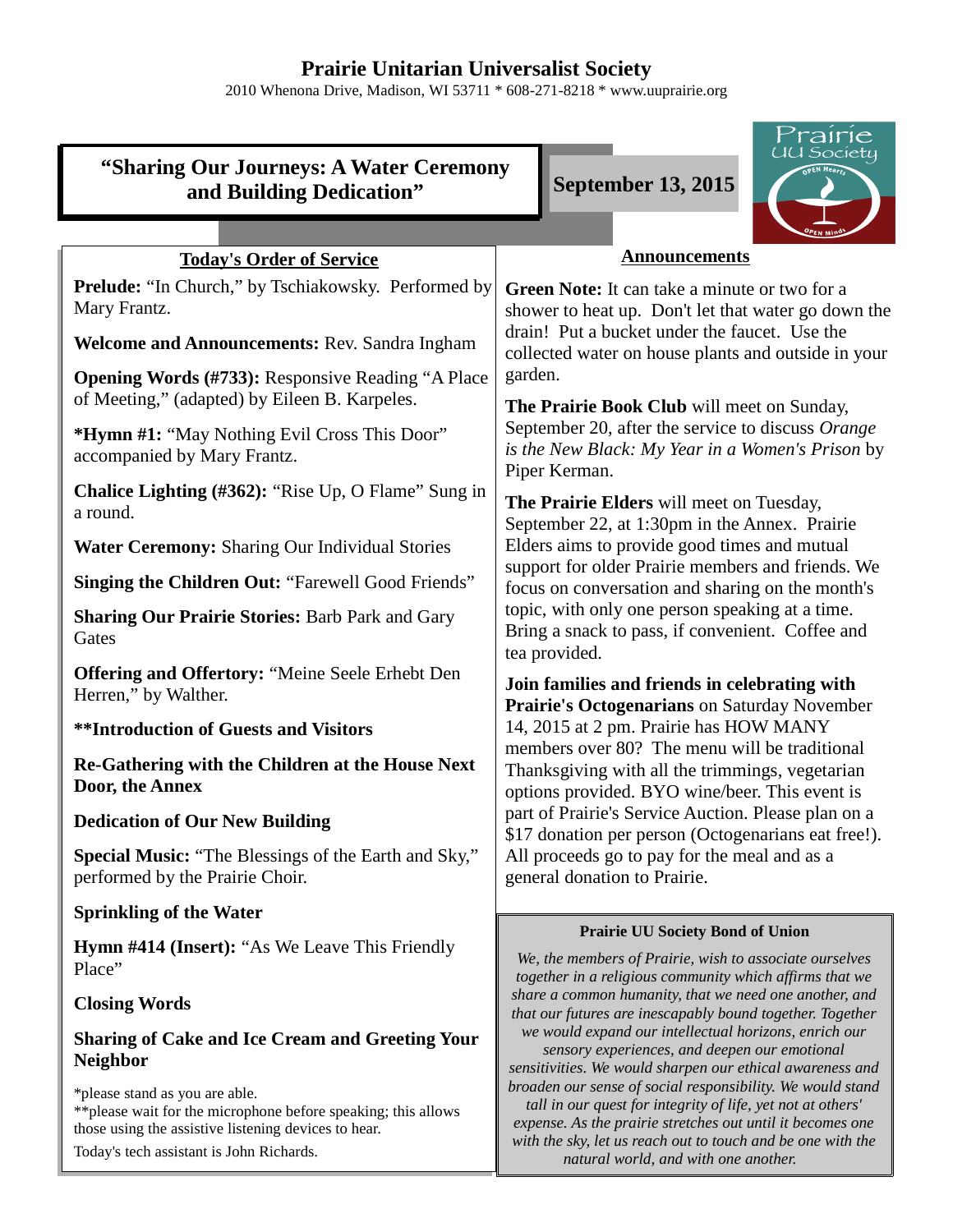# Prairie Unitarian Universalist Society

2010 Whenona Drive, Madison, WI 53711 * 608-271-8218 * www.uuprairie.org

## "Sharing Our Journeys: A Water Ceremony and Building Dedication"

**September 13, 2015**

### Today's Order of Service

**Prelude:** "In Church," by Tschiakowsky. Performed by Mary Frantz.

**Welcome and Announcements:** Rev. Sandra Ingham

**Opening Words (#733):** Responsive Reading "A Place of Meeting," (adapted) by Eileen B. Karpeles.

***Hymn #1:** "May Nothing Evil Cross This Door" accompanied by Mary Frantz.

**Chalice Lighting (#362):** "Rise Up, O Flame" Sung in a round.

**Water Ceremony:** Sharing Our Individual Stories

**Singing the Children Out:** "Farewell Good Friends"

**Sharing Our Prairie Stories:** Barb Park and Gary Gates

**Offering and Offertory:** "Meine Seele Erhebt Den Herren," by Walther.

****Introduction of Guests and Visitors**

**Re-Gathering with the Children at the House Next Door, the Annex**

**Dedication of Our New Building**

**Special Music:** "The Blessings of the Earth and Sky," performed by the Prairie Choir.

**Sprinkling of the Water**

**Hymn #414 (Insert):** "As We Leave This Friendly Place"

**Closing Words**

**Sharing of Cake and Ice Cream and Greeting Your Neighbor**

*please stand as you are able.
**please wait for the microphone before speaking; this allows those using the assistive listening devices to hear.

Today's tech assistant is John Richards.

### Announcements

**Green Note:** It can take a minute or two for a shower to heat up. Don't let that water go down the drain! Put a bucket under the faucet. Use the collected water on house plants and outside in your garden.

**The Prairie Book Club** will meet on Sunday, September 20, after the service to discuss *Orange is the New Black: My Year in a Women's Prison* by Piper Kerman.

**The Prairie Elders** will meet on Tuesday, September 22, at 1:30pm in the Annex. Prairie Elders aims to provide good times and mutual support for older Prairie members and friends. We focus on conversation and sharing on the month's topic, with only one person speaking at a time. Bring a snack to pass, if convenient. Coffee and tea provided.

**Join families and friends in celebrating with Prairie's Octogenarians** on Saturday November 14, 2015 at 2 pm. Prairie has HOW MANY members over 80? The menu will be traditional Thanksgiving with all the trimmings, vegetarian options provided. BYO wine/beer. This event is part of Prairie's Service Auction. Please plan on a $17 donation per person (Octogenarians eat free!). All proceeds go to pay for the meal and as a general donation to Prairie.

**Prairie UU Society Bond of Union**

*We, the members of Prairie, wish to associate ourselves together in a religious community which affirms that we share a common humanity, that we need one another, and that our futures are inescapably bound together. Together we would expand our intellectual horizons, enrich our sensory experiences, and deepen our emotional sensitivities. We would sharpen our ethical awareness and broaden our sense of social responsibility. We would stand tall in our quest for integrity of life, yet not at others' expense. As the prairie stretches out until it becomes one with the sky, let us reach out to touch and be one with the natural world, and with one another.*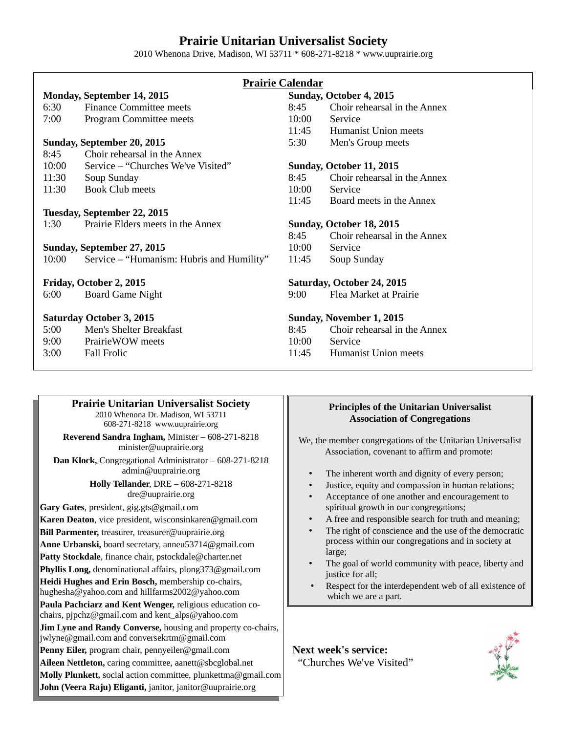# Prairie Unitarian Universalist Society

2010 Whenona Drive, Madison, WI 53711 * 608-271-8218 * www.uuprairie.org

## Prairie Calendar

**Monday, September 14, 2015**
6:30 Finance Committee meets
7:00 Program Committee meets

**Sunday, September 20, 2015**
8:45 Choir rehearsal in the Annex
10:00 Service – "Churches We've Visited"
11:30 Soup Sunday
11:30 Book Club meets

**Tuesday, September 22, 2015**
1:30 Prairie Elders meets in the Annex

**Sunday, September 27, 2015**
10:00 Service – "Humanism: Hubris and Humility"

**Friday, October 2, 2015**
6:00 Board Game Night

**Saturday October 3, 2015**
5:00 Men's Shelter Breakfast
9:00 PrairieWOW meets
3:00 Fall Frolic

**Sunday, October 4, 2015**
8:45 Choir rehearsal in the Annex
10:00 Service
11:45 Humanist Union meets
5:30 Men's Group meets

**Sunday, October 11, 2015**
8:45 Choir rehearsal in the Annex
10:00 Service
11:45 Board meets in the Annex

**Sunday, October 18, 2015**
8:45 Choir rehearsal in the Annex
10:00 Service
11:45 Soup Sunday

**Saturday, October 24, 2015**
9:00 Flea Market at Prairie

**Sunday, November 1, 2015**
8:45 Choir rehearsal in the Annex
10:00 Service
11:45 Humanist Union meets

### Prairie Unitarian Universalist Society

2010 Whenona Dr. Madison, WI 53711
608-271-8218 www.uuprairie.org

**Reverend Sandra Ingham,** Minister – 608-271-8218
minister@uuprairie.org

**Dan Klock,** Congregational Administrator – 608-271-8218
admin@uuprairie.org

**Holly Tellander**, DRE – 608-271-8218
dre@uuprairie.org

**Gary Gates**, president, gig.gts@gmail.com
**Karen Deaton**, vice president, wisconsinkaren@gmail.com
**Bill Parmenter,** treasurer, treasurer@uuprairie.org
**Anne Urbanski,** board secretary, anneu53714@gmail.com
**Patty Stockdale**, finance chair, pstockdale@charter.net
**Phyllis Long,** denominational affairs, plong373@gmail.com
**Heidi Hughes and Erin Bosch,** membership co-chairs, hughesha@yahoo.com and hillfarms2002@yahoo.com
**Paula Pachciarz and Kent Wenger,** religious education co-chairs, pjpchz@gmail.com and kent_alps@yahoo.com
**Jim Lyne and Randy Converse,** housing and property co-chairs, jwlyne@gmail.com and conversekrtm@gmail.com
**Penny Eiler,** program chair, pennyeiler@gmail.com
**Aileen Nettleton,** caring committee, aanett@sbcglobal.net
**Molly Plunkett,** social action committee, plunkettma@gmail.com
**John (Veera Raju) Eliganti,** janitor, janitor@uuprairie.org

### Principles of the Unitarian Universalist Association of Congregations

We, the member congregations of the Unitarian Universalist Association, covenant to affirm and promote:

- The inherent worth and dignity of every person;
- Justice, equity and compassion in human relations;
- Acceptance of one another and encouragement to spiritual growth in our congregations;
- A free and responsible search for truth and meaning;
- The right of conscience and the use of the democratic process within our congregations and in society at large;
- The goal of world community with peace, liberty and justice for all;
- Respect for the interdependent web of all existence of which we are a part.

**Next week's service:**
"Churches We've Visited"